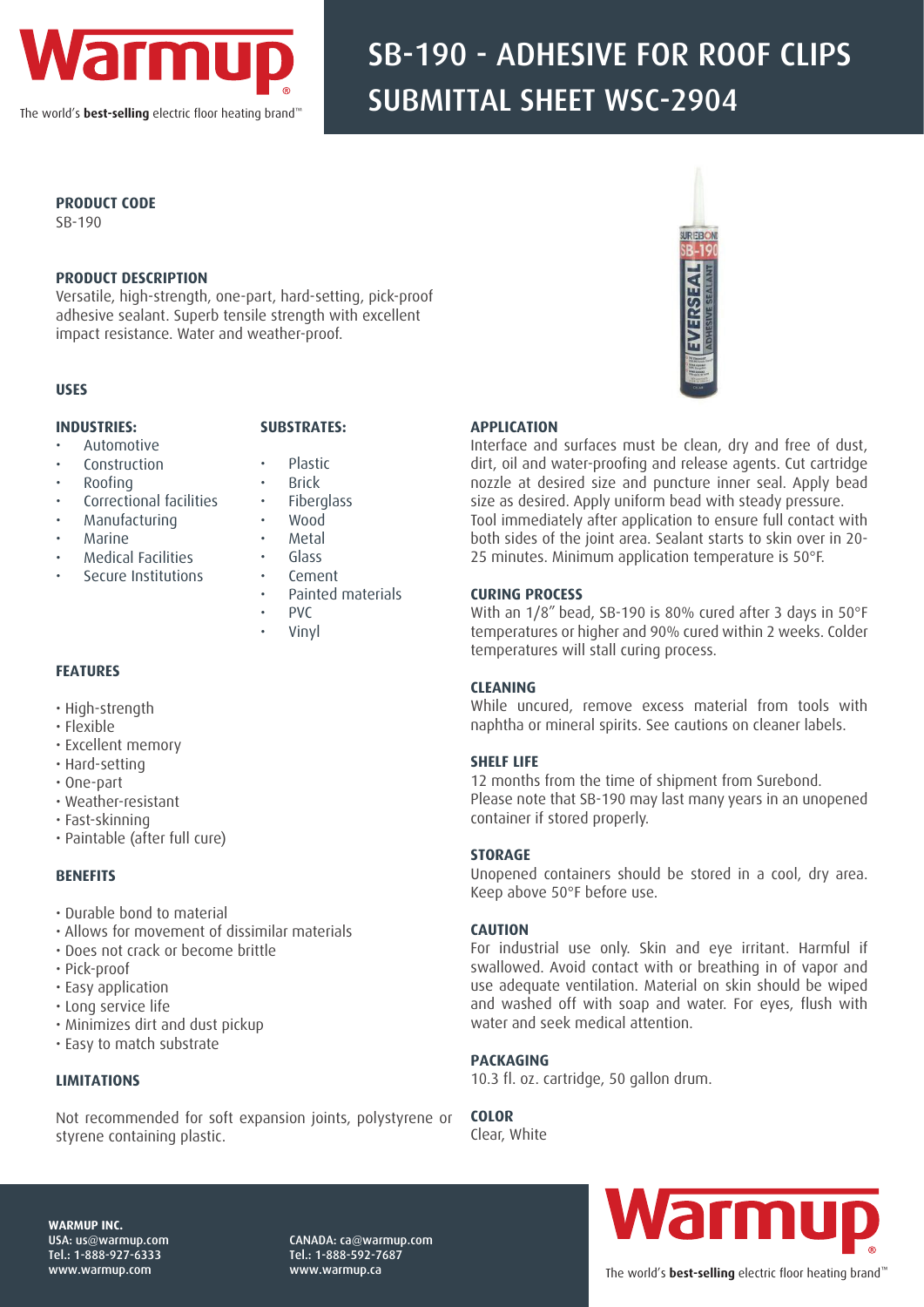# SB-190 - ADHESIVE FOR ROOF CLIPS SUBMITTAL SHEET WSC-2904

Warmup — The world's **best-selling** electric floor heating brand™

**PRODUCT CODE**
SB-190

**PRODUCT DESCRIPTION**
Versatile, high-strength, one-part, hard-setting, pick-proof adhesive sealant. Superb tensile strength with excellent impact resistance. Water and weather-proof.

**USES**

**INDUSTRIES:**
- Automotive
- Construction
- Roofing
- Correctional facilities
- Manufacturing
- Marine
- Medical Facilities
- Secure Institutions

**SUBSTRATES:**
- Plastic
- Brick
- Fiberglass
- Wood
- Metal
- Glass
- Cement
- Painted materials
- PVC
- Vinyl

**FEATURES**

- High-strength
- Flexible
- Excellent memory
- Hard-setting
- One-part
- Weather-resistant
- Fast-skinning
- Paintable (after full cure)

**BENEFITS**

- Durable bond to material
- Allows for movement of dissimilar materials
- Does not crack or become brittle
- Pick-proof
- Easy application
- Long service life
- Minimizes dirt and dust pickup
- Easy to match substrate

**LIMITATIONS**

Not recommended for soft expansion joints, polystyrene or styrene containing plastic.

**APPLICATION**
Interface and surfaces must be clean, dry and free of dust, dirt, oil and water-proofing and release agents. Cut cartridge nozzle at desired size and puncture inner seal. Apply bead size as desired. Apply uniform bead with steady pressure. Tool immediately after application to ensure full contact with both sides of the joint area. Sealant starts to skin over in 20-25 minutes. Minimum application temperature is 50°F.

**CURING PROCESS**
With an 1/8" bead, SB-190 is 80% cured after 3 days in 50°F temperatures or higher and 90% cured within 2 weeks. Colder temperatures will stall curing process.

**CLEANING**
While uncured, remove excess material from tools with naphtha or mineral spirits. See cautions on cleaner labels.

**SHELF LIFE**
12 months from the time of shipment from Surebond.
Please note that SB-190 may last many years in an unopened container if stored properly.

**STORAGE**
Unopened containers should be stored in a cool, dry area. Keep above 50°F before use.

**CAUTION**
For industrial use only. Skin and eye irritant. Harmful if swallowed. Avoid contact with or breathing in of vapor and use adequate ventilation. Material on skin should be wiped and washed off with soap and water. For eyes, flush with water and seek medical attention.

**PACKAGING**
10.3 fl. oz. cartridge, 50 gallon drum.

**COLOR**
Clear, White

**WARMUP INC.**
USA: us@warmup.com
Tel.: 1-888-927-6333
www.warmup.com

CANADA: ca@warmup.com
Tel.: 1-888-592-7687
www.warmup.ca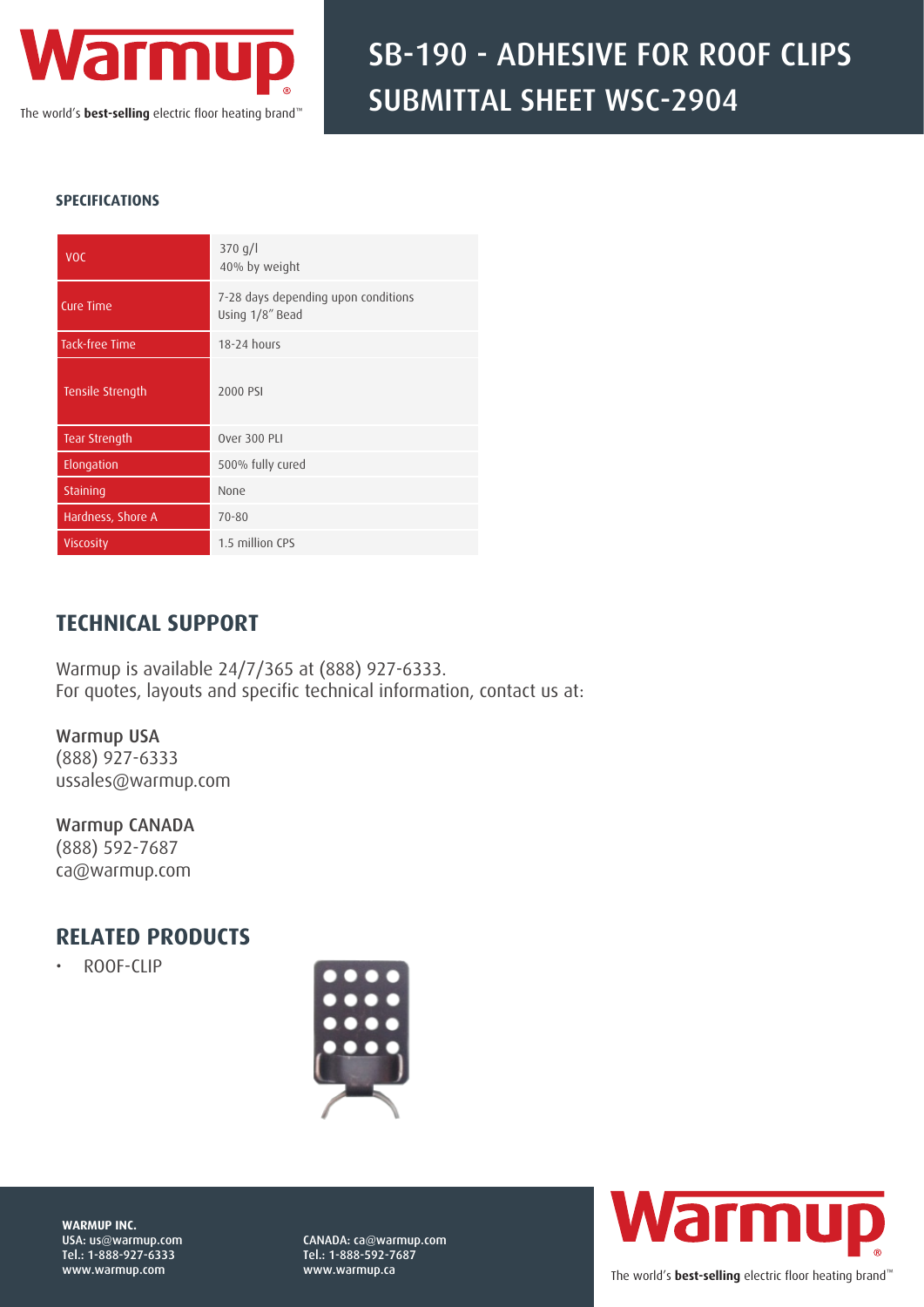# SB-190 - ADHESIVE FOR ROOF CLIPS SUBMITTAL SHEET WSC-2904

## SPECIFICATIONS

| | |
|---|---|
| VOC | 370 g/l<br>40% by weight |
| Cure Time | 7-28 days depending upon conditions<br>Using 1/8" Bead |
| Tack-free Time | 18-24 hours |
| Tensile Strength | 2000 PSI |
| Tear Strength | Over 300 PLI |
| Elongation | 500% fully cured |
| Staining | None |
| Hardness, Shore A | 70-80 |
| Viscosity | 1.5 million CPS |

## TECHNICAL SUPPORT

Warmup is available 24/7/365 at (888) 927-6333.
For quotes, layouts and specific technical information, contact us at:

Warmup USA
(888) 927-6333
ussales@warmup.com

Warmup CANADA
(888) 592-7687
ca@warmup.com

## RELATED PRODUCTS

- ROOF-CLIP

**WARMUP INC.**
USA: us@warmup.com
Tel.: 1-888-927-6333
www.warmup.com

CANADA: ca@warmup.com
Tel.: 1-888-592-7687
www.warmup.ca

The world's **best-selling** electric floor heating brand™